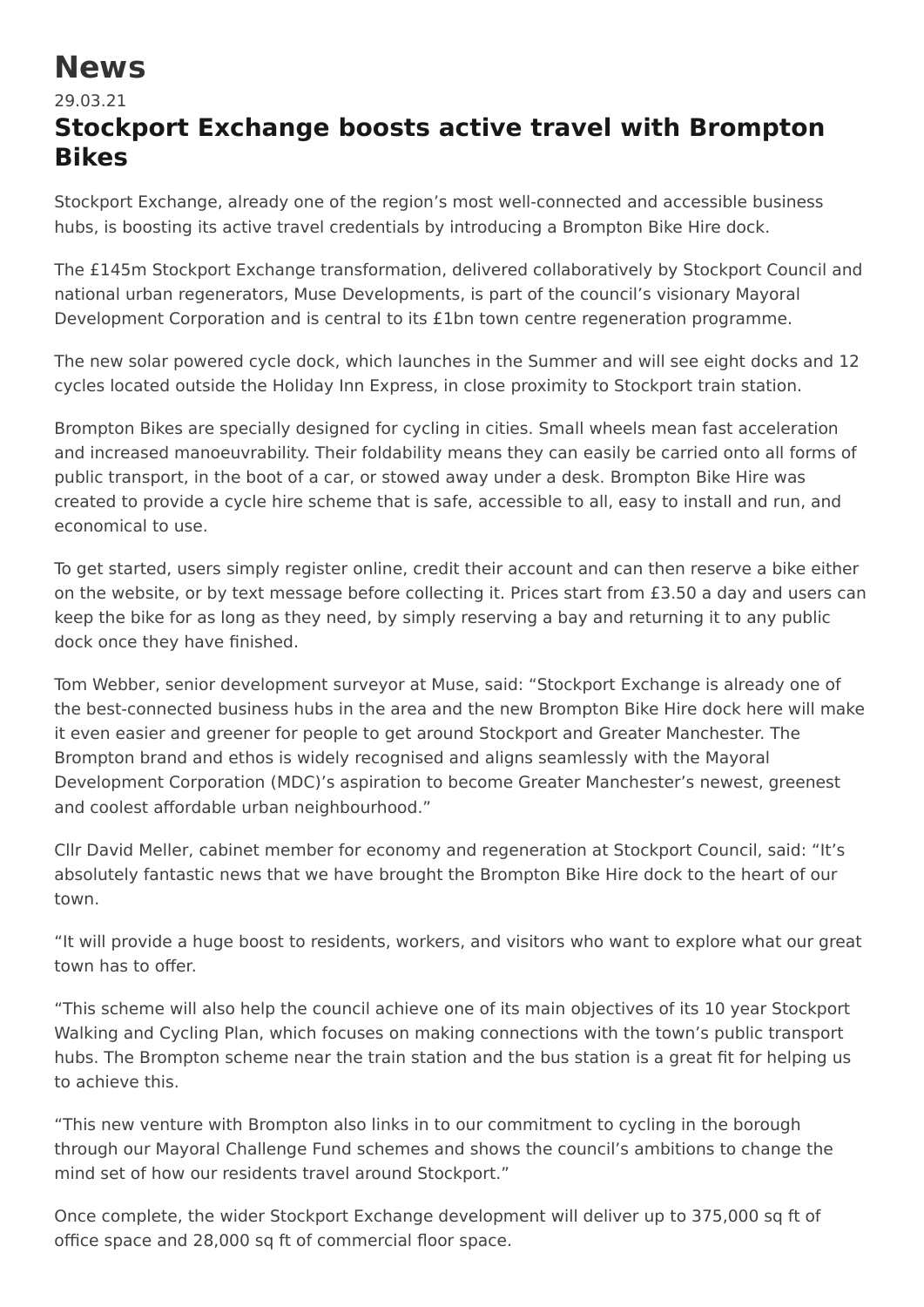# News

29.03.21

## Stockport Exchange boosts active travel with Brompton Bikes

Stockport Exchange, already one of the region's most well-connected and accessible business hubs, is boosting its active travel credentials by introducing a Brompton Bike Hire dock.

The £145m Stockport Exchange transformation, delivered collaboratively by Stockport Council and national urban regenerators, Muse Developments, is part of the council's visionary Mayoral Development Corporation and is central to its £1bn town centre regeneration programme.

The new solar powered cycle dock, which launches in the Summer and will see eight docks and 12 cycles located outside the Holiday Inn Express, in close proximity to Stockport train station.

Brompton Bikes are specially designed for cycling in cities. Small wheels mean fast acceleration and increased manoeuvrability. Their foldability means they can easily be carried onto all forms of public transport, in the boot of a car, or stowed away under a desk. Brompton Bike Hire was created to provide a cycle hire scheme that is safe, accessible to all, easy to install and run, and economical to use.

To get started, users simply register online, credit their account and can then reserve a bike either on the website, or by text message before collecting it. Prices start from £3.50 a day and users can keep the bike for as long as they need, by simply reserving a bay and returning it to any public dock once they have finished.

Tom Webber, senior development surveyor at Muse, said: "Stockport Exchange is already one of the best-connected business hubs in the area and the new Brompton Bike Hire dock here will make it even easier and greener for people to get around Stockport and Greater Manchester. The Brompton brand and ethos is widely recognised and aligns seamlessly with the Mayoral Development Corporation (MDC)'s aspiration to become Greater Manchester's newest, greenest and coolest affordable urban neighbourhood."

Cllr David Meller, cabinet member for economy and regeneration at Stockport Council, said: "It's absolutely fantastic news that we have brought the Brompton Bike Hire dock to the heart of our town.

"It will provide a huge boost to residents, workers, and visitors who want to explore what our great town has to offer.

"This scheme will also help the council achieve one of its main objectives of its 10 year Stockport Walking and Cycling Plan, which focuses on making connections with the town's public transport hubs. The Brompton scheme near the train station and the bus station is a great fit for helping us to achieve this.

"This new venture with Brompton also links in to our commitment to cycling in the borough through our Mayoral Challenge Fund schemes and shows the council's ambitions to change the mind set of how our residents travel around Stockport."

Once complete, the wider Stockport Exchange development will deliver up to 375,000 sq ft of office space and 28,000 sq ft of commercial floor space.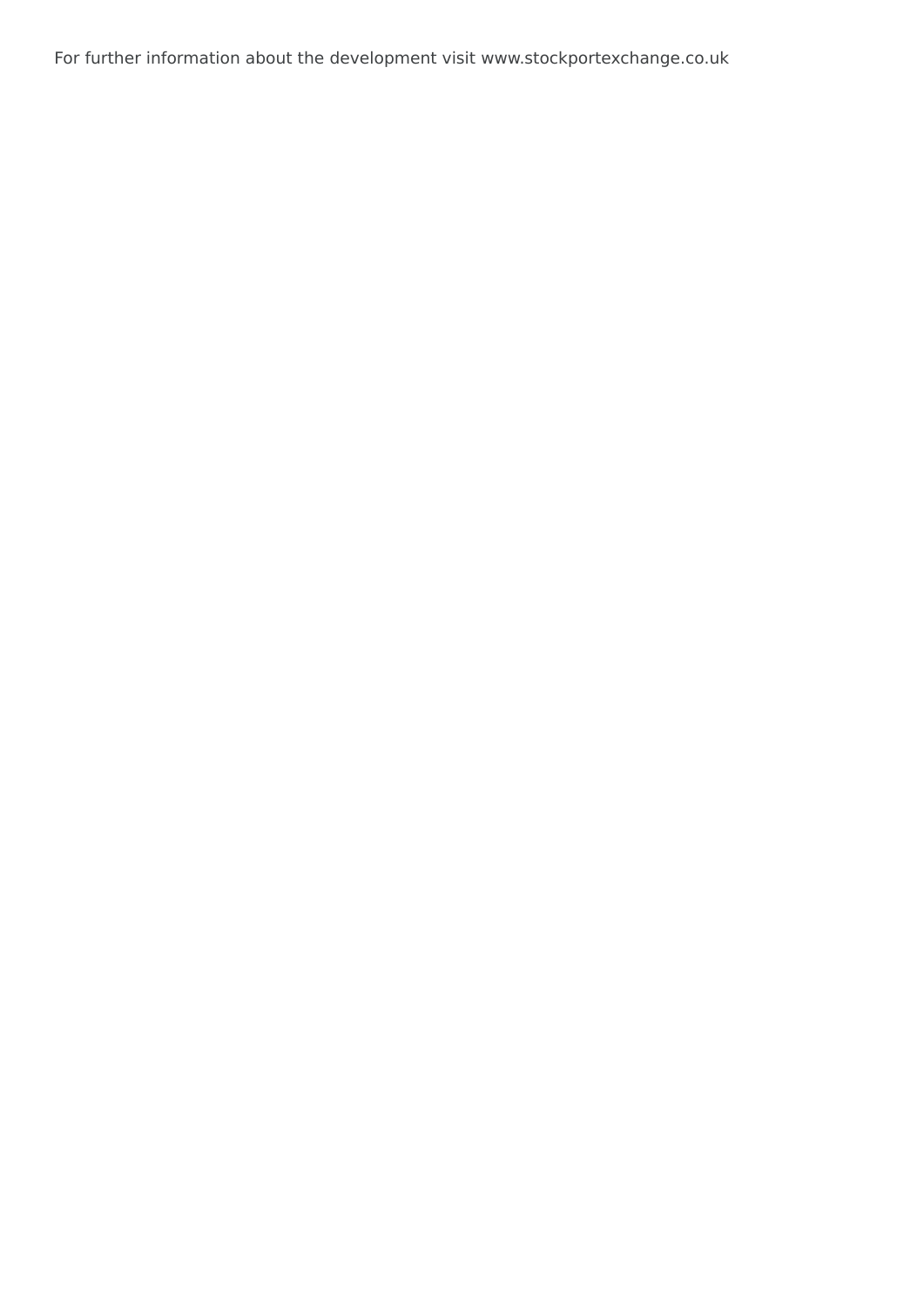For further information about the development visit www.stockportexchange.co.uk